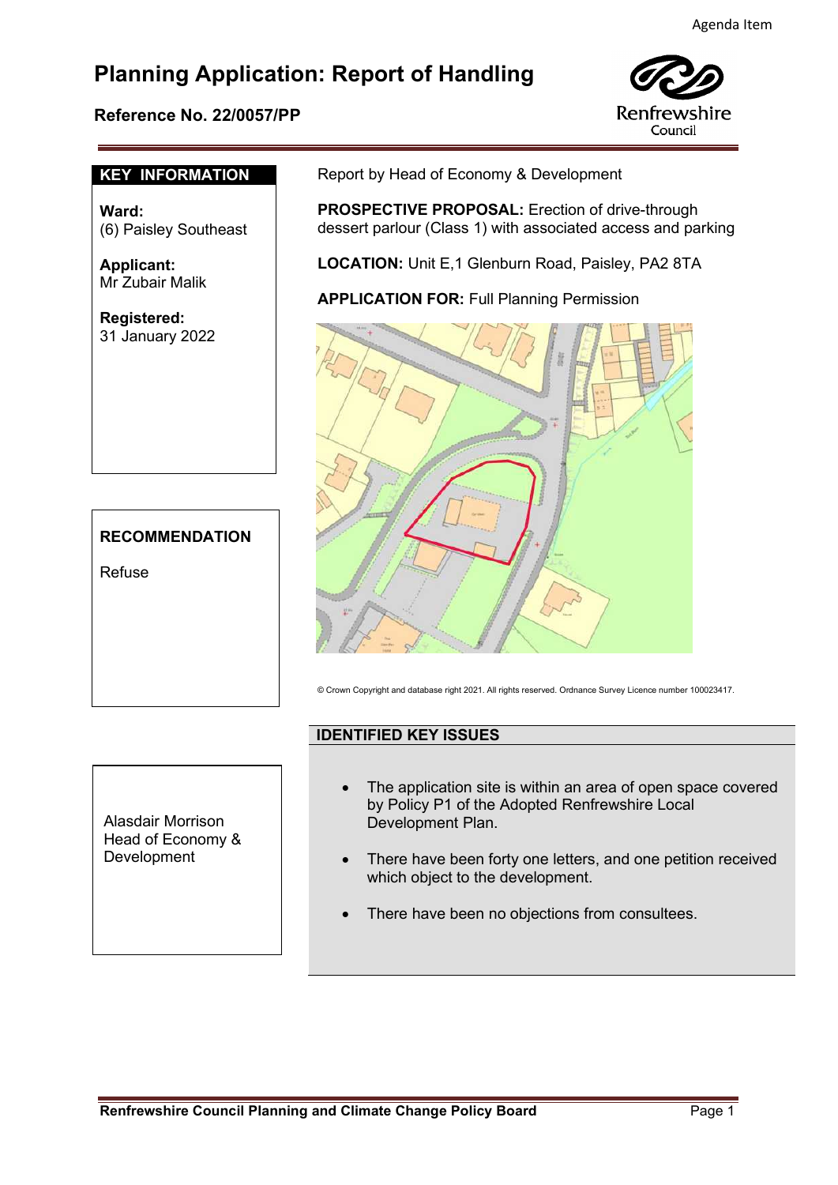Agenda Item

# Planning Application: Report of Handling

**Reference No. 22/0057/PP**

Renfrewshire Council

## KEY INFORMATION

**Ward:**
(6) Paisley Southeast

**Applicant:**
Mr Zubair Malik

**Registered:**
31 January 2022

Report by Head of Economy & Development

**PROSPECTIVE PROPOSAL:** Erection of drive-through dessert parlour (Class 1) with associated access and parking

**LOCATION:** Unit E,1 Glenburn Road, Paisley, PA2 8TA

**APPLICATION FOR:** Full Planning Permission

© Crown Copyright and database right 2021. All rights reserved. Ordnance Survey Licence number 100023417.

## RECOMMENDATION

Refuse

Alasdair Morrison
Head of Economy & Development

## IDENTIFIED KEY ISSUES

- The application site is within an area of open space covered by Policy P1 of the Adopted Renfrewshire Local Development Plan.
- There have been forty one letters, and one petition received which object to the development.
- There have been no objections from consultees.

Renfrewshire Council Planning and Climate Change Policy Board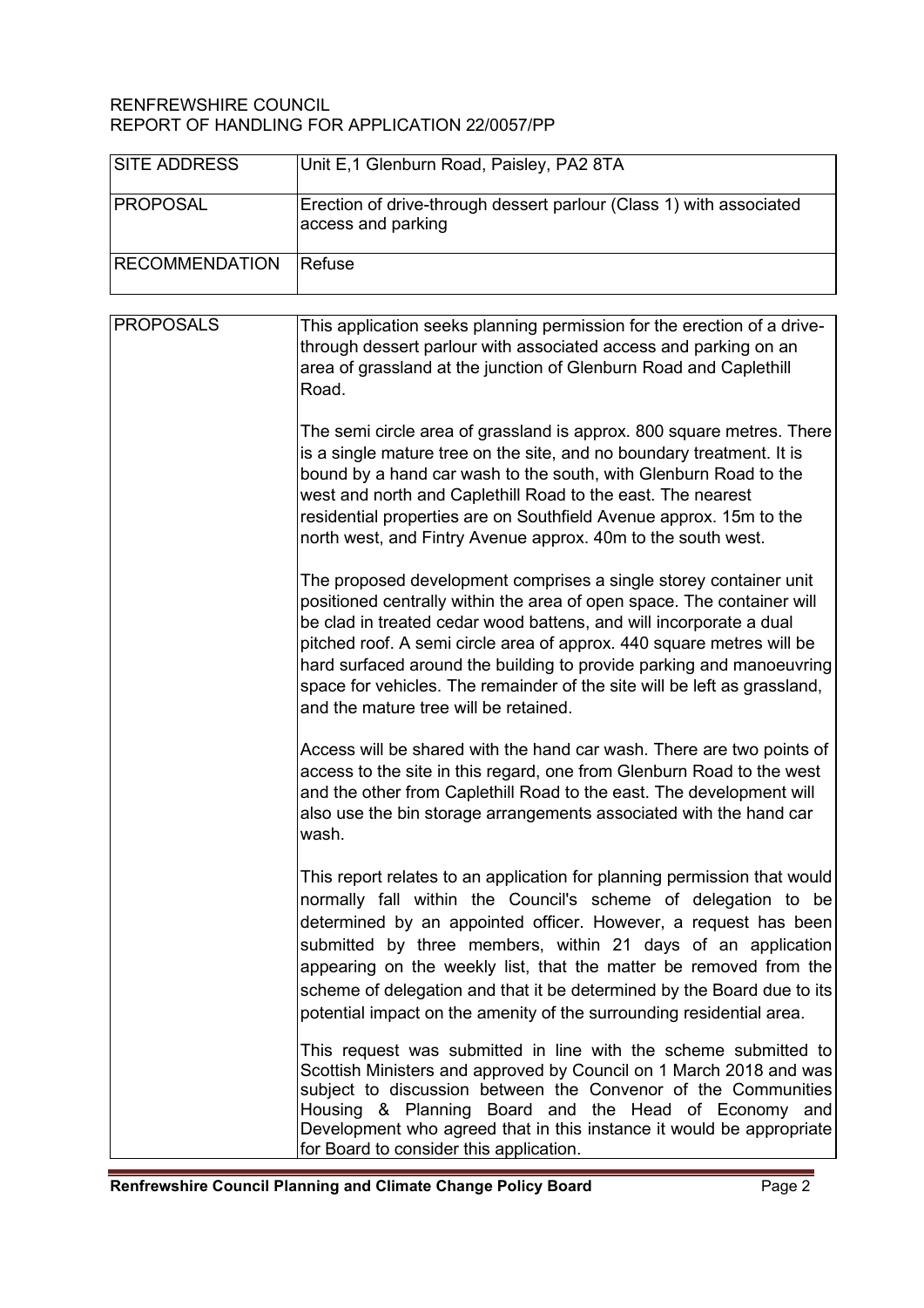RENFREWSHIRE COUNCIL
REPORT OF HANDLING FOR APPLICATION 22/0057/PP

| SITE ADDRESS | Unit E,1 Glenburn Road, Paisley, PA2 8TA |
|---|---|
| PROPOSAL | Erection of drive-through dessert parlour (Class 1) with associated access and parking |
| RECOMMENDATION | Refuse |

| PROPOSALS | This application seeks planning permission for the erection of a drive-through dessert parlour with associated access and parking on an area of grassland at the junction of Glenburn Road and Caplethill Road.<br><br>The semi circle area of grassland is approx. 800 square metres. There is a single mature tree on the site, and no boundary treatment. It is bound by a hand car wash to the south, with Glenburn Road to the west and north and Caplethill Road to the east. The nearest residential properties are on Southfield Avenue approx. 15m to the north west, and Fintry Avenue approx. 40m to the south west.<br><br>The proposed development comprises a single storey container unit positioned centrally within the area of open space. The container will be clad in treated cedar wood battens, and will incorporate a dual pitched roof. A semi circle area of approx. 440 square metres will be hard surfaced around the building to provide parking and manoeuvring space for vehicles. The remainder of the site will be left as grassland, and the mature tree will be retained.<br><br>Access will be shared with the hand car wash. There are two points of access to the site in this regard, one from Glenburn Road to the west and the other from Caplethill Road to the east. The development will also use the bin storage arrangements associated with the hand car wash.<br><br>This report relates to an application for planning permission that would normally fall within the Council's scheme of delegation to be determined by an appointed officer. However, a request has been submitted by three members, within 21 days of an application appearing on the weekly list, that the matter be removed from the scheme of delegation and that it be determined by the Board due to its potential impact on the amenity of the surrounding residential area.<br><br>This request was submitted in line with the scheme submitted to Scottish Ministers and approved by Council on 1 March 2018 and was subject to discussion between the Convenor of the Communities Housing & Planning Board and the Head of Economy and Development who agreed that in this instance it would be appropriate for Board to consider this application. |
|---|---|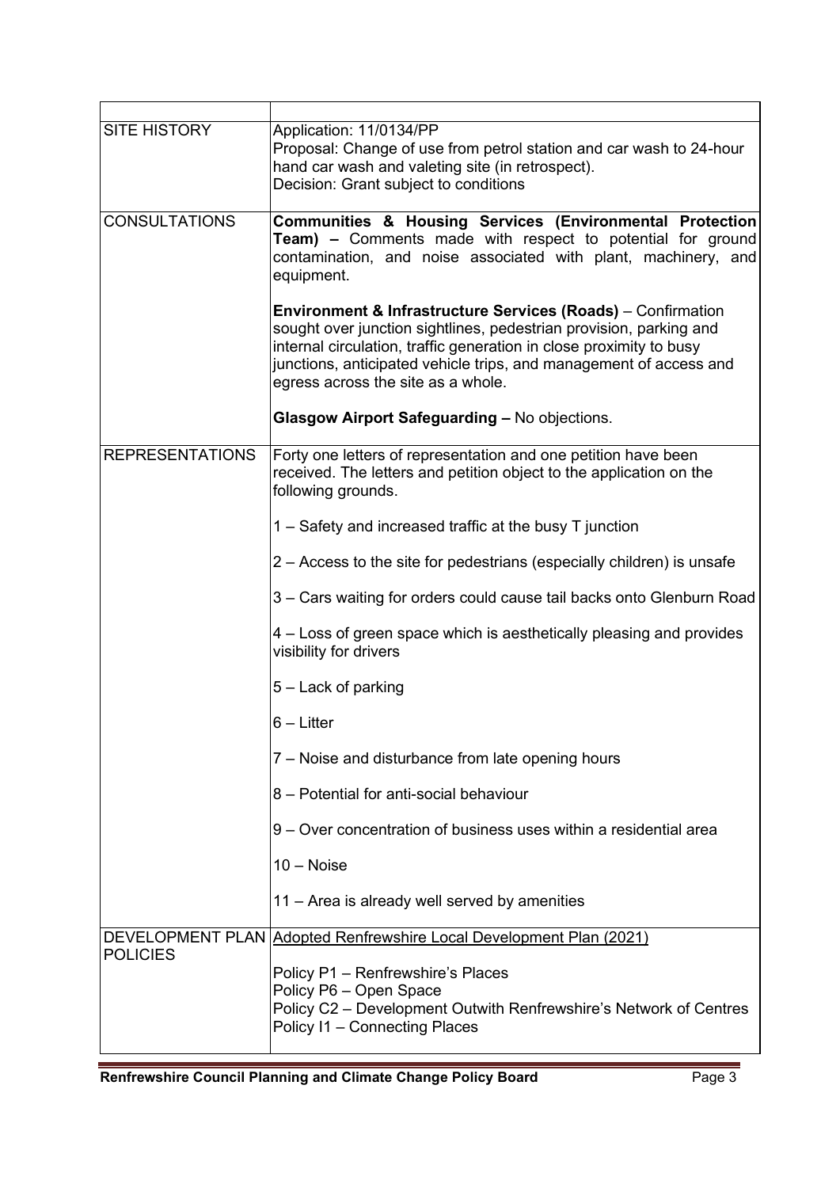| | |
|---|---|
| SITE HISTORY | Application: 11/0134/PP<br>Proposal: Change of use from petrol station and car wash to 24-hour hand car wash and valeting site (in retrospect).<br>Decision: Grant subject to conditions |
| CONSULTATIONS | **Communities & Housing Services (Environmental Protection Team) –** Comments made with respect to potential for ground contamination, and noise associated with plant, machinery, and equipment.<br><br>**Environment & Infrastructure Services (Roads)** – Confirmation sought over junction sightlines, pedestrian provision, parking and internal circulation, traffic generation in close proximity to busy junctions, anticipated vehicle trips, and management of access and egress across the site as a whole.<br><br>**Glasgow Airport Safeguarding –** No objections. |
| REPRESENTATIONS | Forty one letters of representation and one petition have been received. The letters and petition object to the application on the following grounds.<br><br>1 – Safety and increased traffic at the busy T junction<br><br>2 – Access to the site for pedestrians (especially children) is unsafe<br><br>3 – Cars waiting for orders could cause tail backs onto Glenburn Road<br><br>4 – Loss of green space which is aesthetically pleasing and provides visibility for drivers<br><br>5 – Lack of parking<br><br>6 – Litter<br><br>7 – Noise and disturbance from late opening hours<br><br>8 – Potential for anti-social behaviour<br><br>9 – Over concentration of business uses within a residential area<br><br>10 – Noise<br><br>11 – Area is already well served by amenities |
| DEVELOPMENT PLAN POLICIES | Adopted Renfrewshire Local Development Plan (2021)<br><br>Policy P1 – Renfrewshire's Places<br>Policy P6 – Open Space<br>Policy C2 – Development Outwith Renfrewshire's Network of Centres<br>Policy I1 – Connecting Places |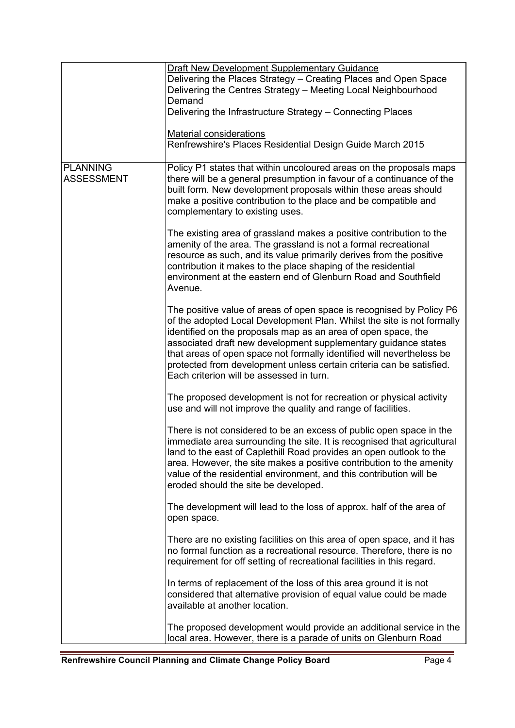| | |
|---|---|
| | <u>Draft New Development Supplementary Guidance</u><br>Delivering the Places Strategy – Creating Places and Open Space<br>Delivering the Centres Strategy – Meeting Local Neighbourhood Demand<br>Delivering the Infrastructure Strategy – Connecting Places<br><br><u>Material considerations</u><br>Renfrewshire's Places Residential Design Guide March 2015 |
| PLANNING ASSESSMENT | Policy P1 states that within uncoloured areas on the proposals maps there will be a general presumption in favour of a continuance of the built form. New development proposals within these areas should make a positive contribution to the place and be compatible and complementary to existing uses.<br><br>The existing area of grassland makes a positive contribution to the amenity of the area. The grassland is not a formal recreational resource as such, and its value primarily derives from the positive contribution it makes to the place shaping of the residential environment at the eastern end of Glenburn Road and Southfield Avenue.<br><br>The positive value of areas of open space is recognised by Policy P6 of the adopted Local Development Plan. Whilst the site is not formally identified on the proposals map as an area of open space, the associated draft new development supplementary guidance states that areas of open space not formally identified will nevertheless be protected from development unless certain criteria can be satisfied. Each criterion will be assessed in turn.<br><br>The proposed development is not for recreation or physical activity use and will not improve the quality and range of facilities.<br><br>There is not considered to be an excess of public open space in the immediate area surrounding the site. It is recognised that agricultural land to the east of Caplethill Road provides an open outlook to the area. However, the site makes a positive contribution to the amenity value of the residential environment, and this contribution will be eroded should the site be developed.<br><br>The development will lead to the loss of approx. half of the area of open space.<br><br>There are no existing facilities on this area of open space, and it has no formal function as a recreational resource. Therefore, there is no requirement for off setting of recreational facilities in this regard.<br><br>In terms of replacement of the loss of this area ground it is not considered that alternative provision of equal value could be made available at another location.<br><br>The proposed development would provide an additional service in the local area. However, there is a parade of units on Glenburn Road |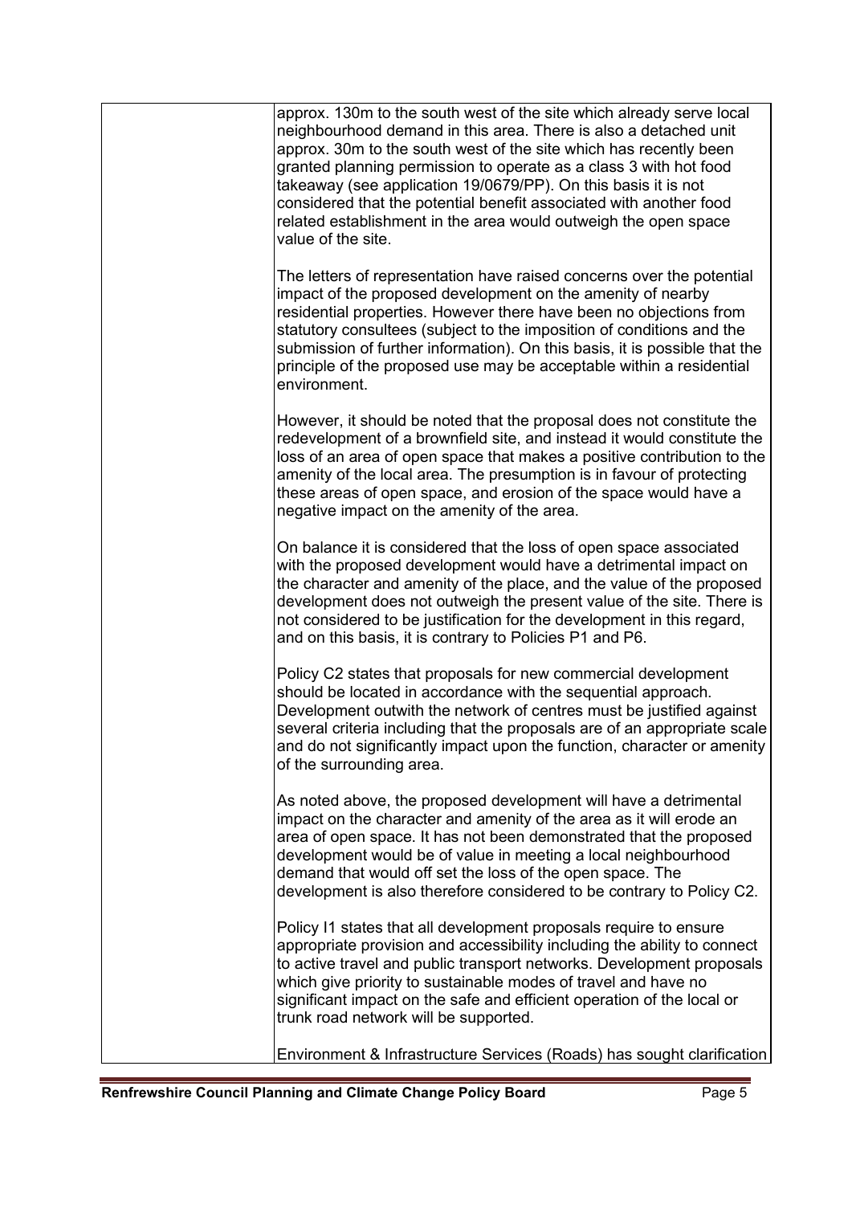approx. 130m to the south west of the site which already serve local neighbourhood demand in this area. There is also a detached unit approx. 30m to the south west of the site which has recently been granted planning permission to operate as a class 3 with hot food takeaway (see application 19/0679/PP). On this basis it is not considered that the potential benefit associated with another food related establishment in the area would outweigh the open space value of the site.

The letters of representation have raised concerns over the potential impact of the proposed development on the amenity of nearby residential properties. However there have been no objections from statutory consultees (subject to the imposition of conditions and the submission of further information). On this basis, it is possible that the principle of the proposed use may be acceptable within a residential environment.

However, it should be noted that the proposal does not constitute the redevelopment of a brownfield site, and instead it would constitute the loss of an area of open space that makes a positive contribution to the amenity of the local area. The presumption is in favour of protecting these areas of open space, and erosion of the space would have a negative impact on the amenity of the area.

On balance it is considered that the loss of open space associated with the proposed development would have a detrimental impact on the character and amenity of the place, and the value of the proposed development does not outweigh the present value of the site. There is not considered to be justification for the development in this regard, and on this basis, it is contrary to Policies P1 and P6.

Policy C2 states that proposals for new commercial development should be located in accordance with the sequential approach. Development outwith the network of centres must be justified against several criteria including that the proposals are of an appropriate scale and do not significantly impact upon the function, character or amenity of the surrounding area.

As noted above, the proposed development will have a detrimental impact on the character and amenity of the area as it will erode an area of open space. It has not been demonstrated that the proposed development would be of value in meeting a local neighbourhood demand that would off set the loss of the open space. The development is also therefore considered to be contrary to Policy C2.

Policy I1 states that all development proposals require to ensure appropriate provision and accessibility including the ability to connect to active travel and public transport networks. Development proposals which give priority to sustainable modes of travel and have no significant impact on the safe and efficient operation of the local or trunk road network will be supported.

Environment & Infrastructure Services (Roads) has sought clarification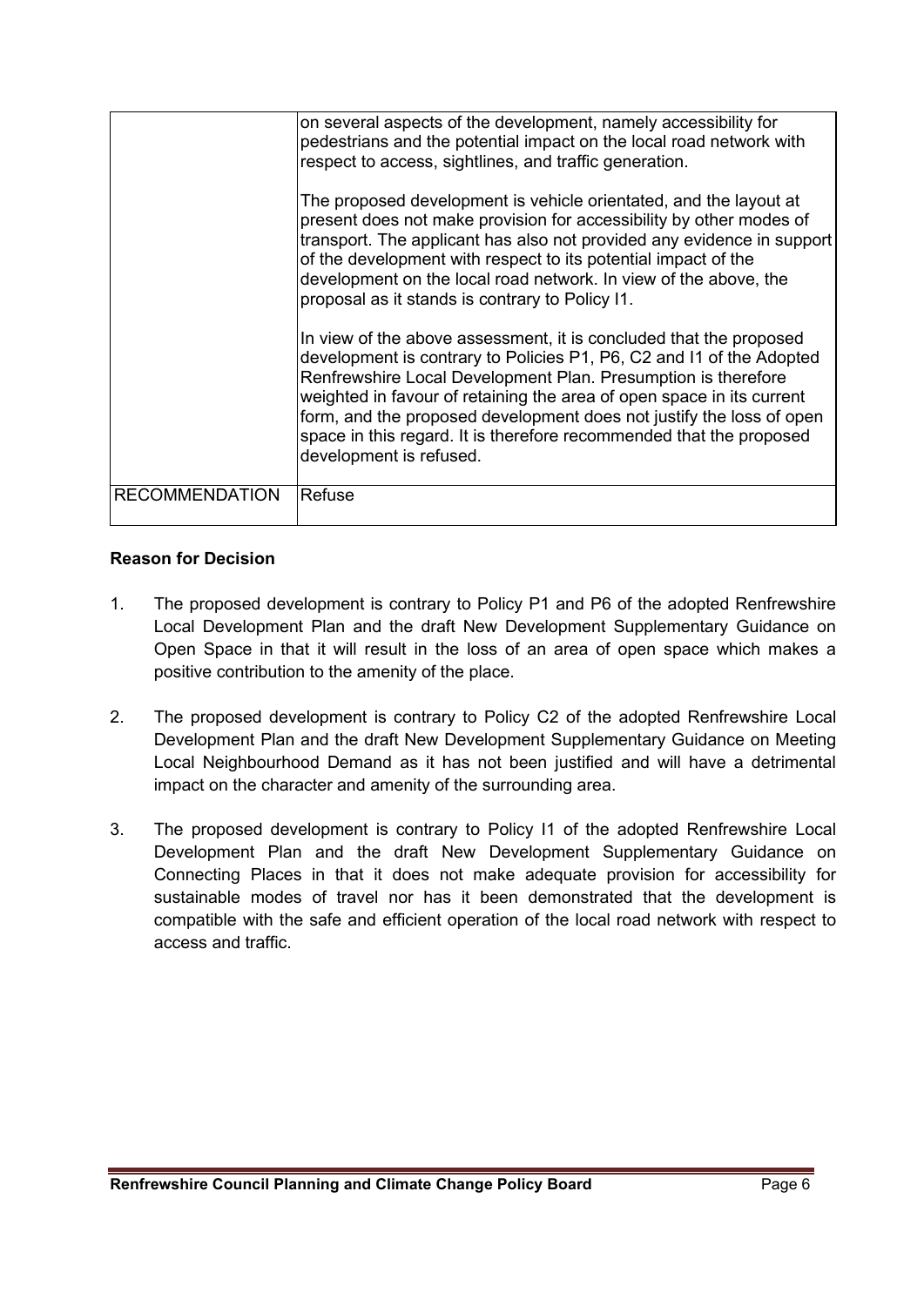| | |
|---|---|
| | on several aspects of the development, namely accessibility for pedestrians and the potential impact on the local road network with respect to access, sightlines, and traffic generation.<br><br>The proposed development is vehicle orientated, and the layout at present does not make provision for accessibility by other modes of transport. The applicant has also not provided any evidence in support of the development with respect to its potential impact of the development on the local road network. In view of the above, the proposal as it stands is contrary to Policy I1.<br><br>In view of the above assessment, it is concluded that the proposed development is contrary to Policies P1, P6, C2 and I1 of the Adopted Renfrewshire Local Development Plan. Presumption is therefore weighted in favour of retaining the area of open space in its current form, and the proposed development does not justify the loss of open space in this regard. It is therefore recommended that the proposed development is refused. |
| RECOMMENDATION | Refuse |

**Reason for Decision**

1. The proposed development is contrary to Policy P1 and P6 of the adopted Renfrewshire Local Development Plan and the draft New Development Supplementary Guidance on Open Space in that it will result in the loss of an area of open space which makes a positive contribution to the amenity of the place.

2. The proposed development is contrary to Policy C2 of the adopted Renfrewshire Local Development Plan and the draft New Development Supplementary Guidance on Meeting Local Neighbourhood Demand as it has not been justified and will have a detrimental impact on the character and amenity of the surrounding area.

3. The proposed development is contrary to Policy I1 of the adopted Renfrewshire Local Development Plan and the draft New Development Supplementary Guidance on Connecting Places in that it does not make adequate provision for accessibility for sustainable modes of travel nor has it been demonstrated that the development is compatible with the safe and efficient operation of the local road network with respect to access and traffic.